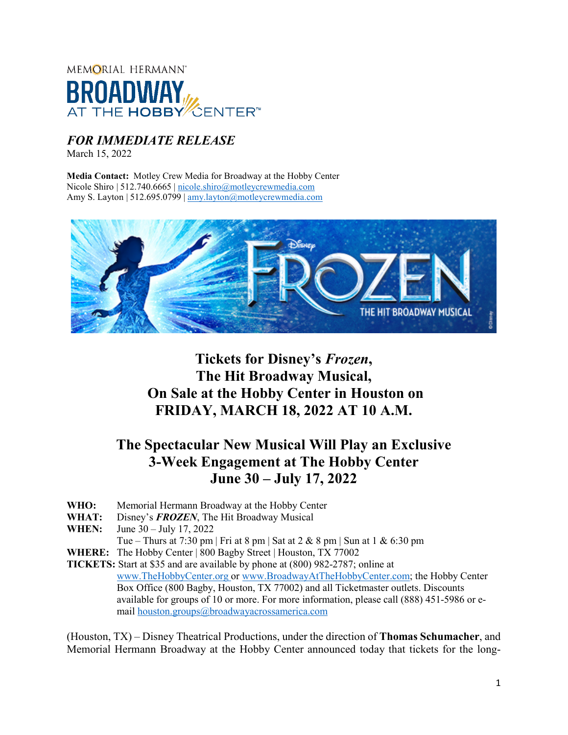MEMORIAL HERMANN
BROADWAY
AT THE HOBBY CENTER™

***FOR IMMEDIATE RELEASE***
March 15, 2022

**Media Contact:** Motley Crew Media for Broadway at the Hobby Center
Nicole Shiro | 512.740.6665 | nicole.shiro@motleycrewmedia.com
Amy S. Layton | 512.695.0799 | amy.layton@motleycrewmedia.com

# Tickets for Disney's *Frozen*, The Hit Broadway Musical, On Sale at the Hobby Center in Houston on FRIDAY, MARCH 18, 2022 AT 10 A.M.

## The Spectacular New Musical Will Play an Exclusive 3-Week Engagement at The Hobby Center June 30 – July 17, 2022

**WHO:** Memorial Hermann Broadway at the Hobby Center
**WHAT:** Disney's ***FROZEN***, The Hit Broadway Musical
**WHEN:** June 30 – July 17, 2022
Tue – Thurs at 7:30 pm | Fri at 8 pm | Sat at 2 & 8 pm | Sun at 1 & 6:30 pm
**WHERE:** The Hobby Center | 800 Bagby Street | Houston, TX 77002
**TICKETS:** Start at $35 and are available by phone at (800) 982-2787; online at www.TheHobbyCenter.org or www.BroadwayAtTheHobbyCenter.com; the Hobby Center Box Office (800 Bagby, Houston, TX 77002) and all Ticketmaster outlets. Discounts available for groups of 10 or more. For more information, please call (888) 451-5986 or e-mail houston.groups@broadwayacrossamerica.com

(Houston, TX) – Disney Theatrical Productions, under the direction of **Thomas Schumacher**, and Memorial Hermann Broadway at the Hobby Center announced today that tickets for the long-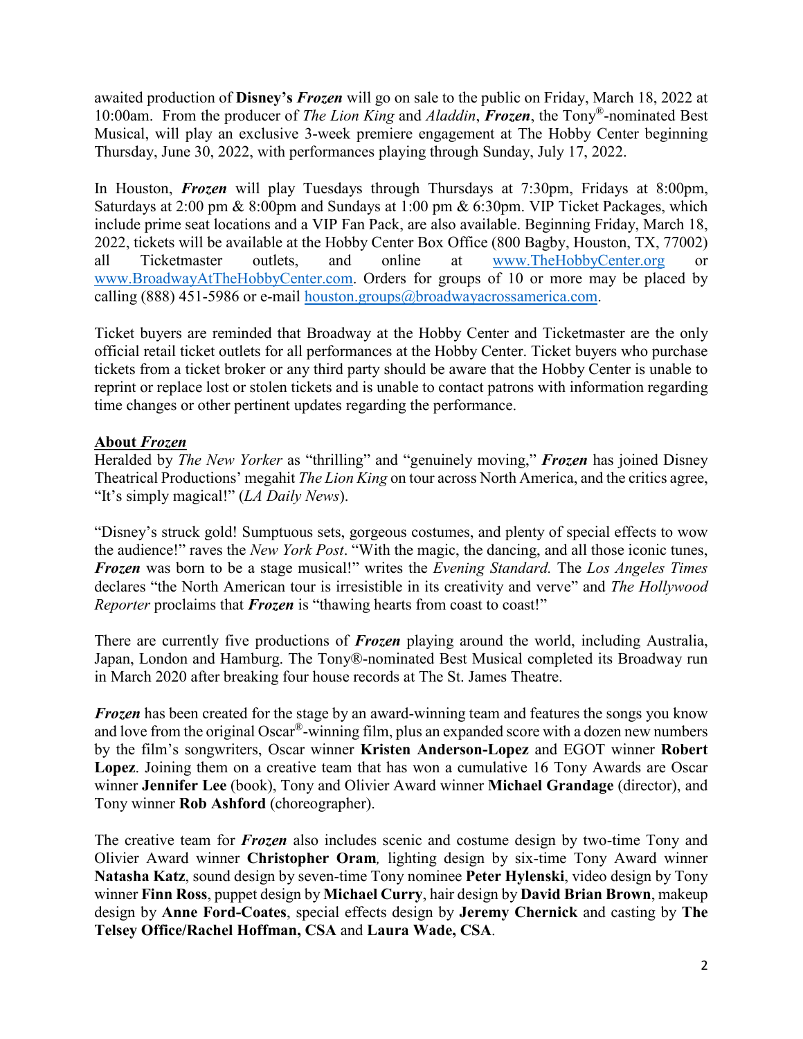awaited production of **Disney's *Frozen*** will go on sale to the public on Friday, March 18, 2022 at 10:00am. From the producer of *The Lion King* and *Aladdin*, ***Frozen***, the Tony®-nominated Best Musical, will play an exclusive 3-week premiere engagement at The Hobby Center beginning Thursday, June 30, 2022, with performances playing through Sunday, July 17, 2022.

In Houston, ***Frozen*** will play Tuesdays through Thursdays at 7:30pm, Fridays at 8:00pm, Saturdays at 2:00 pm & 8:00pm and Sundays at 1:00 pm & 6:30pm. VIP Ticket Packages, which include prime seat locations and a VIP Fan Pack, are also available. Beginning Friday, March 18, 2022, tickets will be available at the Hobby Center Box Office (800 Bagby, Houston, TX, 77002) all Ticketmaster outlets, and online at www.TheHobbyCenter.org or www.BroadwayAtTheHobbyCenter.com. Orders for groups of 10 or more may be placed by calling (888) 451-5986 or e-mail houston.groups@broadwayacrossamerica.com.

Ticket buyers are reminded that Broadway at the Hobby Center and Ticketmaster are the only official retail ticket outlets for all performances at the Hobby Center. Ticket buyers who purchase tickets from a ticket broker or any third party should be aware that the Hobby Center is unable to reprint or replace lost or stolen tickets and is unable to contact patrons with information regarding time changes or other pertinent updates regarding the performance.

**About *Frozen***

Heralded by *The New Yorker* as "thrilling" and "genuinely moving," ***Frozen*** has joined Disney Theatrical Productions' megahit *The Lion King* on tour across North America, and the critics agree, "It's simply magical!" (*LA Daily News*).

"Disney's struck gold! Sumptuous sets, gorgeous costumes, and plenty of special effects to wow the audience!" raves the *New York Post*. "With the magic, the dancing, and all those iconic tunes, ***Frozen*** was born to be a stage musical!" writes the *Evening Standard.* The *Los Angeles Times* declares "the North American tour is irresistible in its creativity and verve" and *The Hollywood Reporter* proclaims that ***Frozen*** is "thawing hearts from coast to coast!"

There are currently five productions of ***Frozen*** playing around the world, including Australia, Japan, London and Hamburg. The Tony®-nominated Best Musical completed its Broadway run in March 2020 after breaking four house records at The St. James Theatre.

***Frozen*** has been created for the stage by an award-winning team and features the songs you know and love from the original Oscar®-winning film, plus an expanded score with a dozen new numbers by the film's songwriters, Oscar winner **Kristen Anderson-Lopez** and EGOT winner **Robert Lopez**. Joining them on a creative team that has won a cumulative 16 Tony Awards are Oscar winner **Jennifer Lee** (book), Tony and Olivier Award winner **Michael Grandage** (director), and Tony winner **Rob Ashford** (choreographer).

The creative team for ***Frozen*** also includes scenic and costume design by two-time Tony and Olivier Award winner **Christopher Oram***,* lighting design by six-time Tony Award winner **Natasha Katz**, sound design by seven-time Tony nominee **Peter Hylenski**, video design by Tony winner **Finn Ross**, puppet design by **Michael Curry**, hair design by **David Brian Brown**, makeup design by **Anne Ford-Coates**, special effects design by **Jeremy Chernick** and casting by **The Telsey Office/Rachel Hoffman, CSA** and **Laura Wade, CSA**.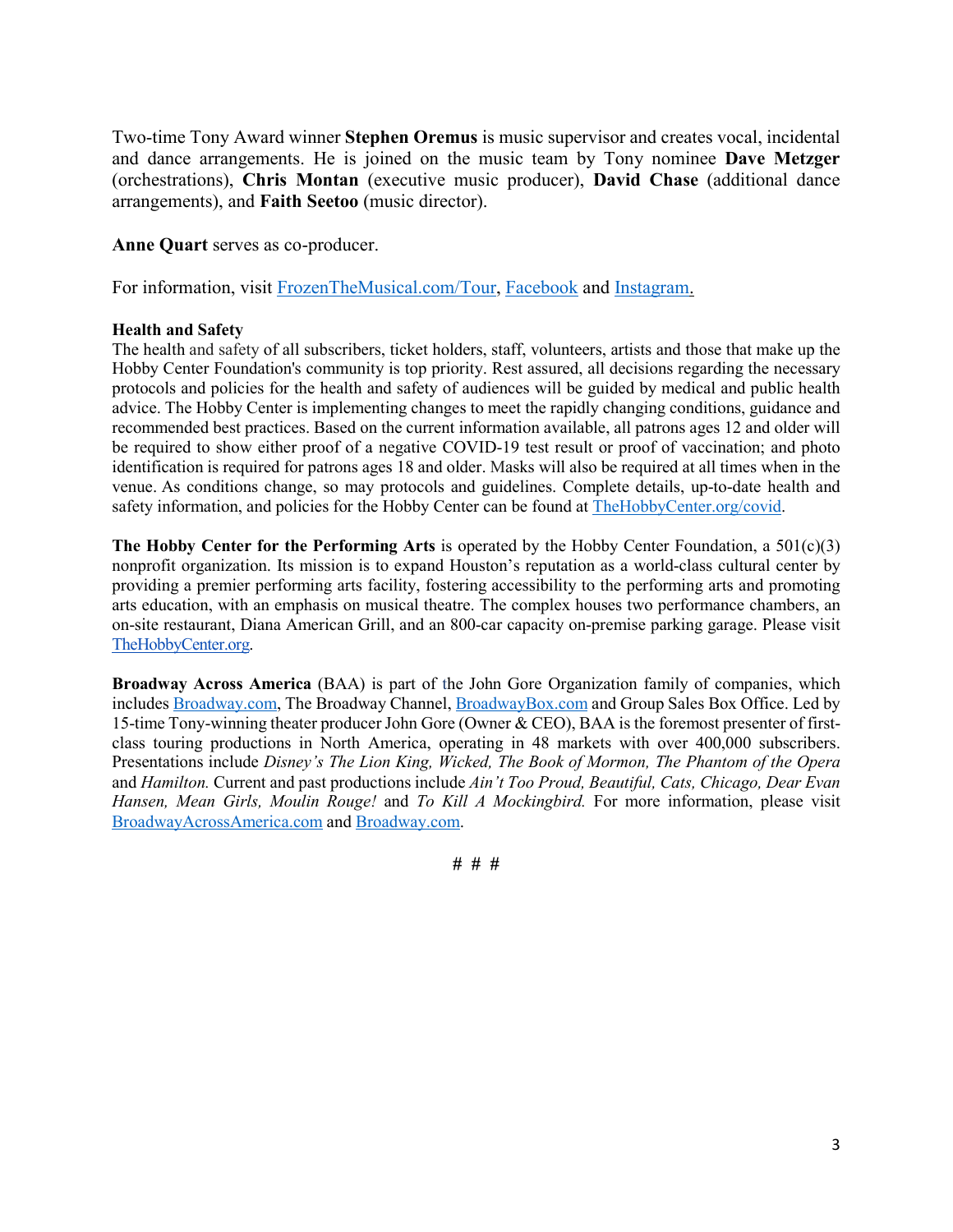Two-time Tony Award winner **Stephen Oremus** is music supervisor and creates vocal, incidental and dance arrangements. He is joined on the music team by Tony nominee **Dave Metzger** (orchestrations), **Chris Montan** (executive music producer), **David Chase** (additional dance arrangements), and **Faith Seetoo** (music director).

**Anne Quart** serves as co-producer.

For information, visit FrozenTheMusical.com/Tour, Facebook and Instagram.

**Health and Safety**
The health and safety of all subscribers, ticket holders, staff, volunteers, artists and those that make up the Hobby Center Foundation's community is top priority. Rest assured, all decisions regarding the necessary protocols and policies for the health and safety of audiences will be guided by medical and public health advice. The Hobby Center is implementing changes to meet the rapidly changing conditions, guidance and recommended best practices. Based on the current information available, all patrons ages 12 and older will be required to show either proof of a negative COVID-19 test result or proof of vaccination; and photo identification is required for patrons ages 18 and older. Masks will also be required at all times when in the venue. As conditions change, so may protocols and guidelines. Complete details, up-to-date health and safety information, and policies for the Hobby Center can be found at TheHobbyCenter.org/covid.

**The Hobby Center for the Performing Arts** is operated by the Hobby Center Foundation, a 501(c)(3) nonprofit organization. Its mission is to expand Houston's reputation as a world-class cultural center by providing a premier performing arts facility, fostering accessibility to the performing arts and promoting arts education, with an emphasis on musical theatre. The complex houses two performance chambers, an on-site restaurant, Diana American Grill, and an 800-car capacity on-premise parking garage. Please visit TheHobbyCenter.org.

**Broadway Across America** (BAA) is part of the John Gore Organization family of companies, which includes Broadway.com, The Broadway Channel, BroadwayBox.com and Group Sales Box Office. Led by 15-time Tony-winning theater producer John Gore (Owner & CEO), BAA is the foremost presenter of first-class touring productions in North America, operating in 48 markets with over 400,000 subscribers. Presentations include *Disney's The Lion King, Wicked, The Book of Mormon, The Phantom of the Opera* and *Hamilton.* Current and past productions include *Ain't Too Proud, Beautiful, Cats, Chicago, Dear Evan Hansen, Mean Girls, Moulin Rouge!* and *To Kill A Mockingbird.* For more information, please visit BroadwayAcrossAmerica.com and Broadway.com.

# # #